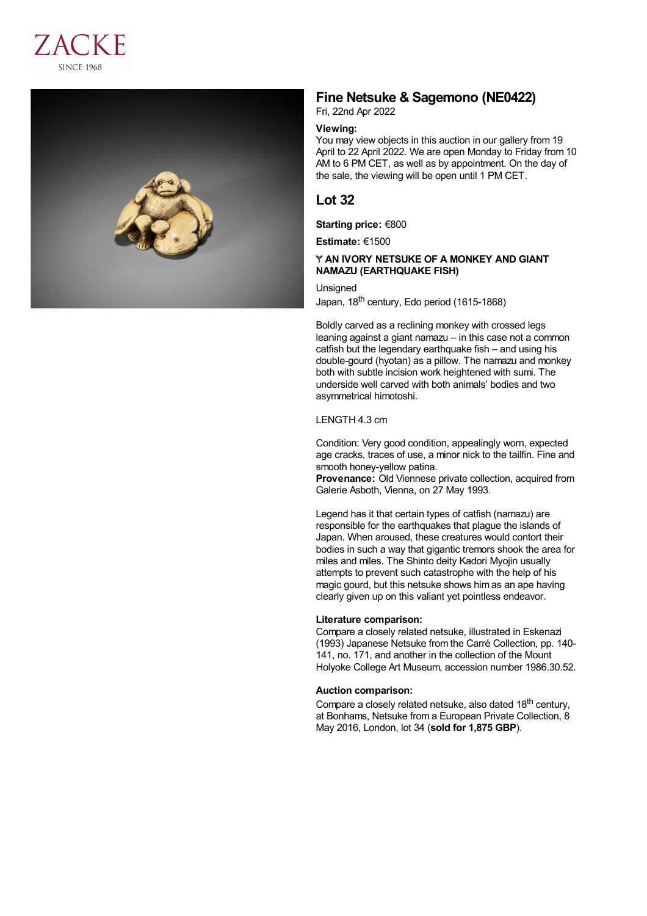ZACKE
SINCE 1968

# Fine Netsuke & Sagemono (NE0422)

Fri, 22nd Apr 2022

**Viewing:**
You may view objects in this auction in our gallery from 19 April to 22 April 2022. We are open Monday to Friday from 10 AM to 6 PM CET, as well as by appointment. On the day of the sale, the viewing will be open until 1 PM CET.

## Lot 32

**Starting price:** €800

**Estimate:** €1500

**Ɏ AN IVORY NETSUKE OF A MONKEY AND GIANT NAMAZU (EARTHQUAKE FISH)**

Unsigned
Japan, 18th century, Edo period (1615-1868)

Boldly carved as a reclining monkey with crossed legs leaning against a giant namazu – in this case not a common catfish but the legendary earthquake fish – and using his double-gourd (hyotan) as a pillow. The namazu and monkey both with subtle incision work heightened with sumi. The underside well carved with both animals' bodies and two asymmetrical himotoshi.

LENGTH 4.3 cm

Condition: Very good condition, appealingly worn, expected age cracks, traces of use, a minor nick to the tailfin. Fine and smooth honey-yellow patina.
**Provenance:** Old Viennese private collection, acquired from Galerie Asboth, Vienna, on 27 May 1993.

Legend has it that certain types of catfish (namazu) are responsible for the earthquakes that plague the islands of Japan. When aroused, these creatures would contort their bodies in such a way that gigantic tremors shook the area for miles and miles. The Shinto deity Kadori Myojin usually attempts to prevent such catastrophe with the help of his magic gourd, but this netsuke shows him as an ape having clearly given up on this valiant yet pointless endeavor.

**Literature comparison:**
Compare a closely related netsuke, illustrated in Eskenazi (1993) Japanese Netsuke from the Carré Collection, pp. 140-141, no. 171, and another in the collection of the Mount Holyoke College Art Museum, accession number 1986.30.52.

**Auction comparison:**
Compare a closely related netsuke, also dated 18th century, at Bonhams, Netsuke from a European Private Collection, 8 May 2016, London, lot 34 (**sold for 1,875 GBP**).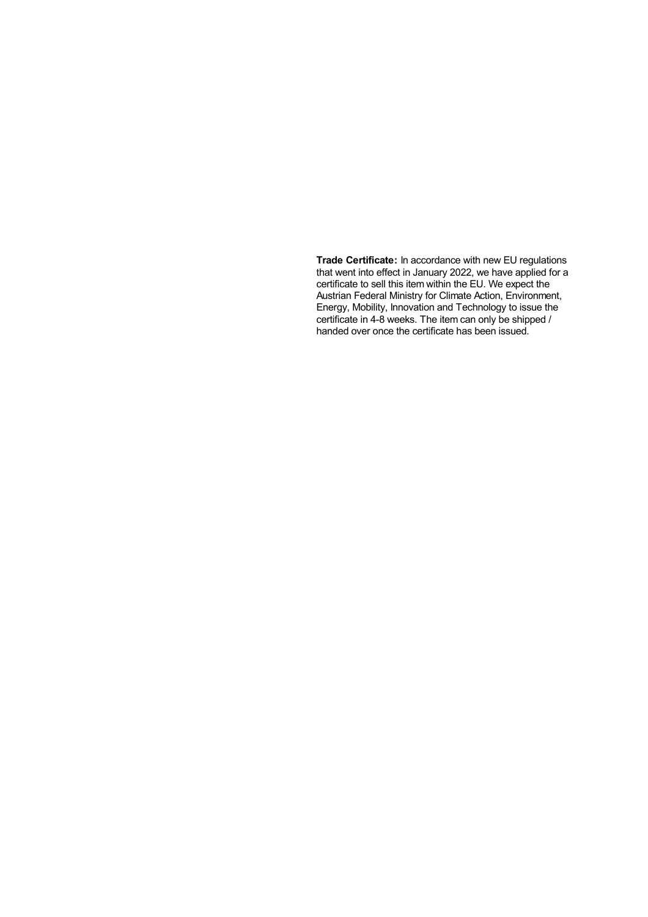**Trade Certificate:** In accordance with new EU regulations that went into effect in January 2022, we have applied for a certificate to sell this item within the EU. We expect the Austrian Federal Ministry for Climate Action, Environment, Energy, Mobility, Innovation and Technology to issue the certificate in 4-8 weeks. The item can only be shipped / handed over once the certificate has been issued.